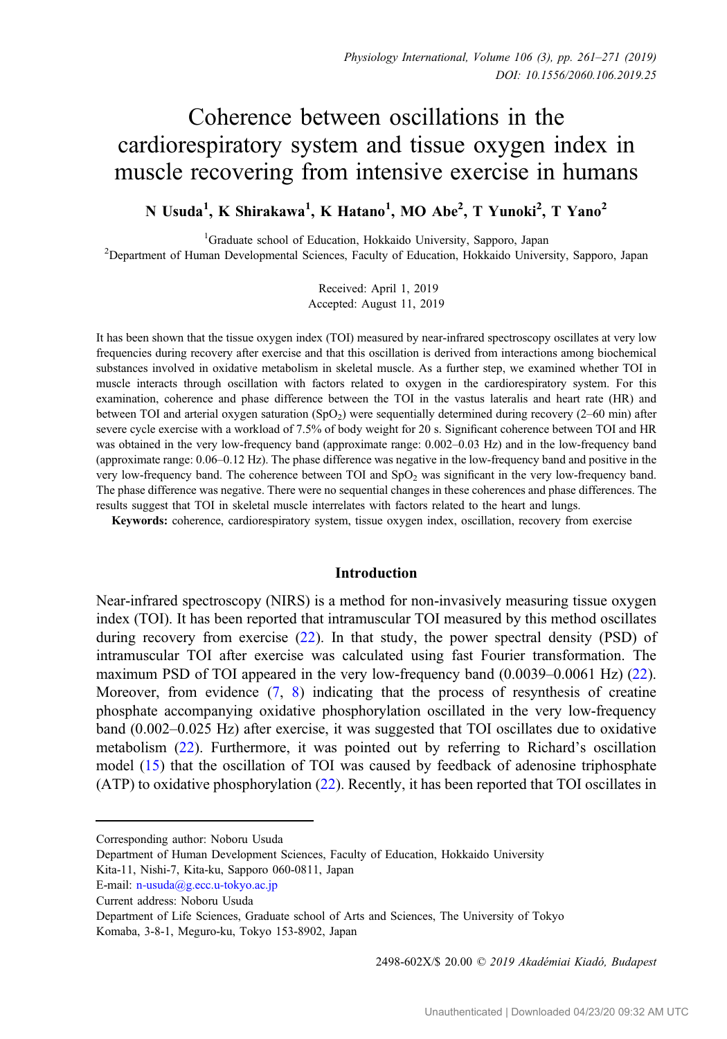# Coherence between oscillations in the cardiorespiratory system and tissue oxygen index in muscle recovering from intensive exercise in humans

**N Usuda[1], K Shirakawa[1], K Hatano[1], MO Abe[2], T Yunoki[2], T Yano[2]**

[1]Graduate school of Education, Hokkaido University, Sapporo, Japan
[2]Department of Human Developmental Sciences, Faculty of Education, Hokkaido University, Sapporo, Japan

Received: April 1, 2019
Accepted: August 11, 2019

It has been shown that the tissue oxygen index (TOI) measured by near-infrared spectroscopy oscillates at very low frequencies during recovery after exercise and that this oscillation is derived from interactions among biochemical substances involved in oxidative metabolism in skeletal muscle. As a further step, we examined whether TOI in muscle interacts through oscillation with factors related to oxygen in the cardiorespiratory system. For this examination, coherence and phase difference between the TOI in the vastus lateralis and heart rate (HR) and between TOI and arterial oxygen saturation ($SpO_2$) were sequentially determined during recovery (2–60 min) after severe cycle exercise with a workload of 7.5% of body weight for 20 s. Significant coherence between TOI and HR was obtained in the very low-frequency band (approximate range: 0.002–0.03 Hz) and in the low-frequency band (approximate range: 0.06–0.12 Hz). The phase difference was negative in the low-frequency band and positive in the very low-frequency band. The coherence between TOI and $SpO_2$ was significant in the very low-frequency band. The phase difference was negative. There were no sequential changes in these coherences and phase differences. The results suggest that TOI in skeletal muscle interrelates with factors related to the heart and lungs.

**Keywords:** coherence, cardiorespiratory system, tissue oxygen index, oscillation, recovery from exercise

## Introduction

Near-infrared spectroscopy (NIRS) is a method for non-invasively measuring tissue oxygen index (TOI). It has been reported that intramuscular TOI measured by this method oscillates during recovery from exercise (22). In that study, the power spectral density (PSD) of intramuscular TOI after exercise was calculated using fast Fourier transformation. The maximum PSD of TOI appeared in the very low-frequency band (0.0039–0.0061 Hz) (22). Moreover, from evidence (7, 8) indicating that the process of resynthesis of creatine phosphate accompanying oxidative phosphorylation oscillated in the very low-frequency band (0.002–0.025 Hz) after exercise, it was suggested that TOI oscillates due to oxidative metabolism (22). Furthermore, it was pointed out by referring to Richard's oscillation model (15) that the oscillation of TOI was caused by feedback of adenosine triphosphate (ATP) to oxidative phosphorylation (22). Recently, it has been reported that TOI oscillates in

Corresponding author: Noboru Usuda
Department of Human Development Sciences, Faculty of Education, Hokkaido University
Kita-11, Nishi-7, Kita-ku, Sapporo 060-0811, Japan
E-mail: n-usuda@g.ecc.u-tokyo.ac.jp
Current address: Noboru Usuda
Department of Life Sciences, Graduate school of Arts and Sciences, The University of Tokyo
Komaba, 3-8-1, Meguro-ku, Tokyo 153-8902, Japan

2498-602X/$ 20.00 © 2019 Akadémiai Kiadó, Budapest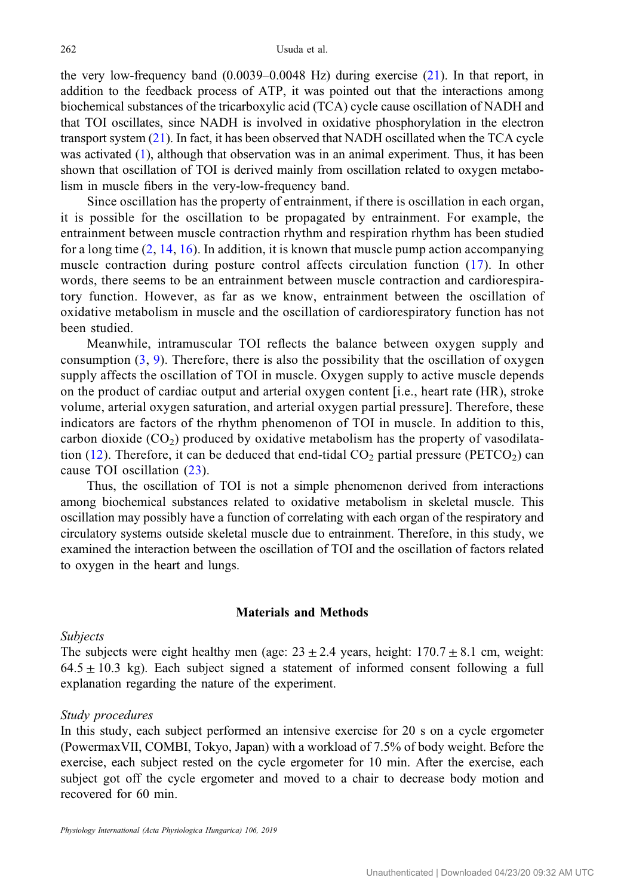the very low-frequency band (0.0039–0.0048 Hz) during exercise (21). In that report, in addition to the feedback process of ATP, it was pointed out that the interactions among biochemical substances of the tricarboxylic acid (TCA) cycle cause oscillation of NADH and that TOI oscillates, since NADH is involved in oxidative phosphorylation in the electron transport system (21). In fact, it has been observed that NADH oscillated when the TCA cycle was activated (1), although that observation was in an animal experiment. Thus, it has been shown that oscillation of TOI is derived mainly from oscillation related to oxygen metabolism in muscle fibers in the very-low-frequency band.

Since oscillation has the property of entrainment, if there is oscillation in each organ, it is possible for the oscillation to be propagated by entrainment. For example, the entrainment between muscle contraction rhythm and respiration rhythm has been studied for a long time (2, 14, 16). In addition, it is known that muscle pump action accompanying muscle contraction during posture control affects circulation function (17). In other words, there seems to be an entrainment between muscle contraction and cardiorespiratory function. However, as far as we know, entrainment between the oscillation of oxidative metabolism in muscle and the oscillation of cardiorespiratory function has not been studied.

Meanwhile, intramuscular TOI reflects the balance between oxygen supply and consumption (3, 9). Therefore, there is also the possibility that the oscillation of oxygen supply affects the oscillation of TOI in muscle. Oxygen supply to active muscle depends on the product of cardiac output and arterial oxygen content [i.e., heart rate (HR), stroke volume, arterial oxygen saturation, and arterial oxygen partial pressure]. Therefore, these indicators are factors of the rhythm phenomenon of TOI in muscle. In addition to this, carbon dioxide ($CO_2$) produced by oxidative metabolism has the property of vasodilatation (12). Therefore, it can be deduced that end-tidal $CO_2$ partial pressure ($PETCO_2$) can cause TOI oscillation (23).

Thus, the oscillation of TOI is not a simple phenomenon derived from interactions among biochemical substances related to oxidative metabolism in skeletal muscle. This oscillation may possibly have a function of correlating with each organ of the respiratory and circulatory systems outside skeletal muscle due to entrainment. Therefore, in this study, we examined the interaction between the oscillation of TOI and the oscillation of factors related to oxygen in the heart and lungs.

## Materials and Methods

*Subjects*

The subjects were eight healthy men (age: $23 \pm 2.4$ years, height: $170.7 \pm 8.1$ cm, weight: $64.5 \pm 10.3$ kg). Each subject signed a statement of informed consent following a full explanation regarding the nature of the experiment.

*Study procedures*

In this study, each subject performed an intensive exercise for 20 s on a cycle ergometer (PowermaxVII, COMBI, Tokyo, Japan) with a workload of 7.5% of body weight. Before the exercise, each subject rested on the cycle ergometer for 10 min. After the exercise, each subject got off the cycle ergometer and moved to a chair to decrease body motion and recovered for 60 min.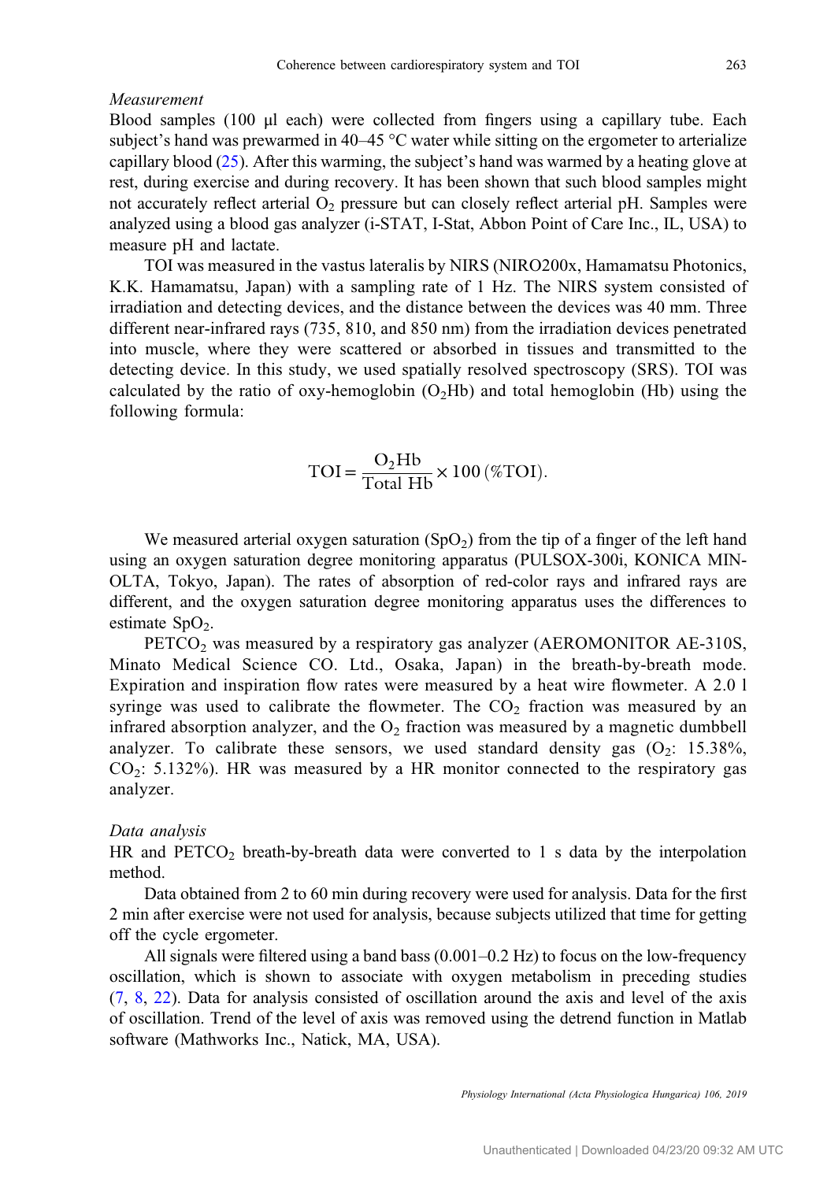*Measurement*

Blood samples (100 μl each) were collected from fingers using a capillary tube. Each subject's hand was prewarmed in 40–45 °C water while sitting on the ergometer to arterialize capillary blood (25). After this warming, the subject's hand was warmed by a heating glove at rest, during exercise and during recovery. It has been shown that such blood samples might not accurately reflect arterial $O_2$ pressure but can closely reflect arterial pH. Samples were analyzed using a blood gas analyzer (i-STAT, I-Stat, Abbon Point of Care Inc., IL, USA) to measure pH and lactate.

TOI was measured in the vastus lateralis by NIRS (NIRO200x, Hamamatsu Photonics, K.K. Hamamatsu, Japan) with a sampling rate of 1 Hz. The NIRS system consisted of irradiation and detecting devices, and the distance between the devices was 40 mm. Three different near-infrared rays (735, 810, and 850 nm) from the irradiation devices penetrated into muscle, where they were scattered or absorbed in tissues and transmitted to the detecting device. In this study, we used spatially resolved spectroscopy (SRS). TOI was calculated by the ratio of oxy-hemoglobin ($O_2$Hb) and total hemoglobin (Hb) using the following formula:

$$\mathrm{TOI} = \frac{\mathrm{O_2Hb}}{\mathrm{Total\ Hb}} \times 100\,(\%\mathrm{TOI}).$$

We measured arterial oxygen saturation ($SpO_2$) from the tip of a finger of the left hand using an oxygen saturation degree monitoring apparatus (PULSOX-300i, KONICA MINOLTA, Tokyo, Japan). The rates of absorption of red-color rays and infrared rays are different, and the oxygen saturation degree monitoring apparatus uses the differences to estimate $SpO_2$.

$PETCO_2$ was measured by a respiratory gas analyzer (AEROMONITOR AE-310S, Minato Medical Science CO. Ltd., Osaka, Japan) in the breath-by-breath mode. Expiration and inspiration flow rates were measured by a heat wire flowmeter. A 2.0 l syringe was used to calibrate the flowmeter. The $CO_2$ fraction was measured by an infrared absorption analyzer, and the $O_2$ fraction was measured by a magnetic dumbbell analyzer. To calibrate these sensors, we used standard density gas ($O_2$: 15.38%, $CO_2$: 5.132%). HR was measured by a HR monitor connected to the respiratory gas analyzer.

*Data analysis*

HR and $PETCO_2$ breath-by-breath data were converted to 1 s data by the interpolation method.

Data obtained from 2 to 60 min during recovery were used for analysis. Data for the first 2 min after exercise were not used for analysis, because subjects utilized that time for getting off the cycle ergometer.

All signals were filtered using a band bass (0.001–0.2 Hz) to focus on the low-frequency oscillation, which is shown to associate with oxygen metabolism in preceding studies (7, 8, 22). Data for analysis consisted of oscillation around the axis and level of the axis of oscillation. Trend of the level of axis was removed using the detrend function in Matlab software (Mathworks Inc., Natick, MA, USA).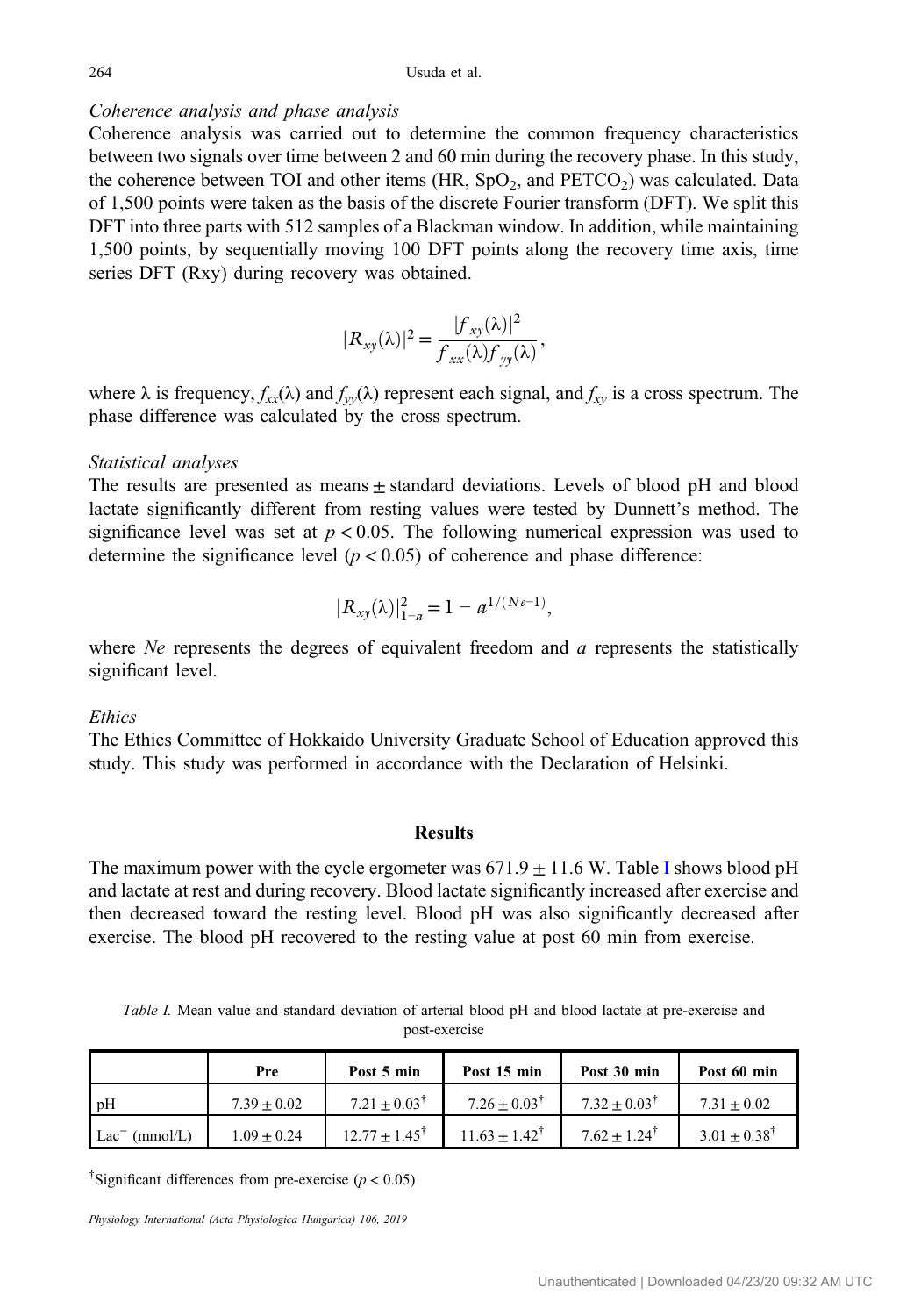*Coherence analysis and phase analysis*

Coherence analysis was carried out to determine the common frequency characteristics between two signals over time between 2 and 60 min during the recovery phase. In this study, the coherence between TOI and other items (HR, $SpO_2$, and $PETCO_2$) was calculated. Data of 1,500 points were taken as the basis of the discrete Fourier transform (DFT). We split this DFT into three parts with 512 samples of a Blackman window. In addition, while maintaining 1,500 points, by sequentially moving 100 DFT points along the recovery time axis, time series DFT (Rxy) during recovery was obtained.

$$|R_{xy}(\lambda)|^2 = \frac{|f_{xy}(\lambda)|^2}{f_{xx}(\lambda)f_{yy}(\lambda)},$$

where λ is frequency, $f_{xx}(\lambda)$ and $f_{yy}(\lambda)$ represent each signal, and $f_{xy}$ is a cross spectrum. The phase difference was calculated by the cross spectrum.

*Statistical analyses*

The results are presented as means ± standard deviations. Levels of blood pH and blood lactate significantly different from resting values were tested by Dunnett's method. The significance level was set at $p < 0.05$. The following numerical expression was used to determine the significance level ($p < 0.05$) of coherence and phase difference:

$$|R_{xy}(\lambda)|^2_{1-a} = 1 - a^{1/(Ne-1)},$$

where *Ne* represents the degrees of equivalent freedom and *a* represents the statistically significant level.

*Ethics*

The Ethics Committee of Hokkaido University Graduate School of Education approved this study. This study was performed in accordance with the Declaration of Helsinki.

## Results

The maximum power with the cycle ergometer was 671.9 ± 11.6 W. Table I shows blood pH and lactate at rest and during recovery. Blood lactate significantly increased after exercise and then decreased toward the resting level. Blood pH was also significantly decreased after exercise. The blood pH recovered to the resting value at post 60 min from exercise.

*Table I.* Mean value and standard deviation of arterial blood pH and blood lactate at pre-exercise and post-exercise

| | Pre | Post 5 min | Post 15 min | Post 30 min | Post 60 min |
|---|---|---|---|---|---|
| pH | 7.39 ± 0.02 | 7.21 ± 0.03[†] | 7.26 ± 0.03[†] | 7.32 ± 0.03[†] | 7.31 ± 0.02 |
| $Lac^-$ (mmol/L) | 1.09 ± 0.24 | 12.77 ± 1.45[†] | 11.63 ± 1.42[†] | 7.62 ± 1.24[†] | 3.01 ± 0.38[†] |

[†]Significant differences from pre-exercise ($p < 0.05$)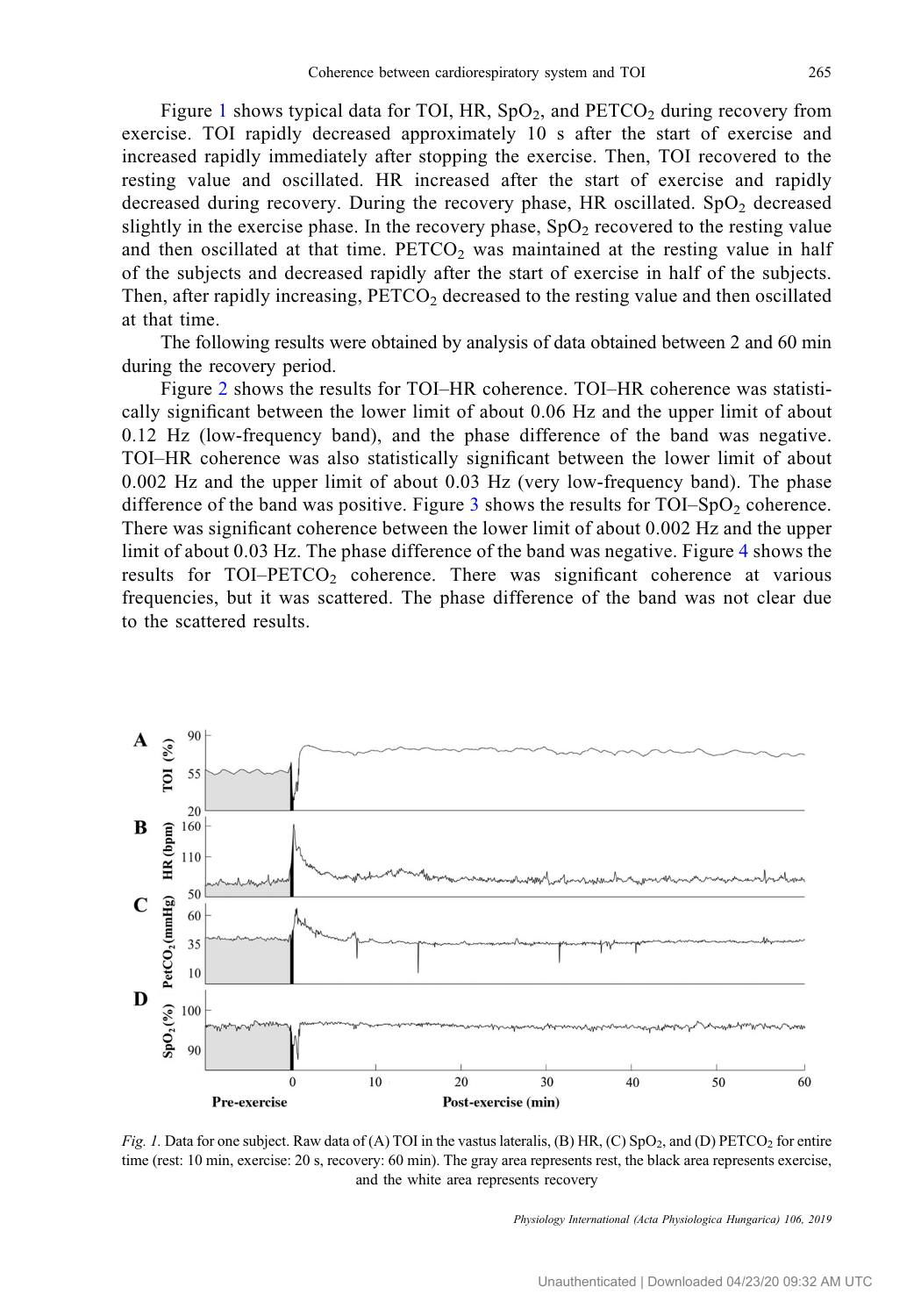Figure 1 shows typical data for TOI, HR, $SpO_2$, and $PETCO_2$ during recovery from exercise. TOI rapidly decreased approximately 10 s after the start of exercise and increased rapidly immediately after stopping the exercise. Then, TOI recovered to the resting value and oscillated. HR increased after the start of exercise and rapidly decreased during recovery. During the recovery phase, HR oscillated. $SpO_2$ decreased slightly in the exercise phase. In the recovery phase, $SpO_2$ recovered to the resting value and then oscillated at that time. $PETCO_2$ was maintained at the resting value in half of the subjects and decreased rapidly after the start of exercise in half of the subjects. Then, after rapidly increasing, $PETCO_2$ decreased to the resting value and then oscillated at that time.

The following results were obtained by analysis of data obtained between 2 and 60 min during the recovery period.

Figure 2 shows the results for TOI–HR coherence. TOI–HR coherence was statistically significant between the lower limit of about 0.06 Hz and the upper limit of about 0.12 Hz (low-frequency band), and the phase difference of the band was negative. TOI–HR coherence was also statistically significant between the lower limit of about 0.002 Hz and the upper limit of about 0.03 Hz (very low-frequency band). The phase difference of the band was positive. Figure 3 shows the results for TOI–$SpO_2$ coherence. There was significant coherence between the lower limit of about 0.002 Hz and the upper limit of about 0.03 Hz. The phase difference of the band was negative. Figure 4 shows the results for TOI–$PETCO_2$ coherence. There was significant coherence at various frequencies, but it was scattered. The phase difference of the band was not clear due to the scattered results.

*Fig. 1.* Data for one subject. Raw data of (A) TOI in the vastus lateralis, (B) HR, (C) $SpO_2$, and (D) $PETCO_2$ for entire time (rest: 10 min, exercise: 20 s, recovery: 60 min). The gray area represents rest, the black area represents exercise, and the white area represents recovery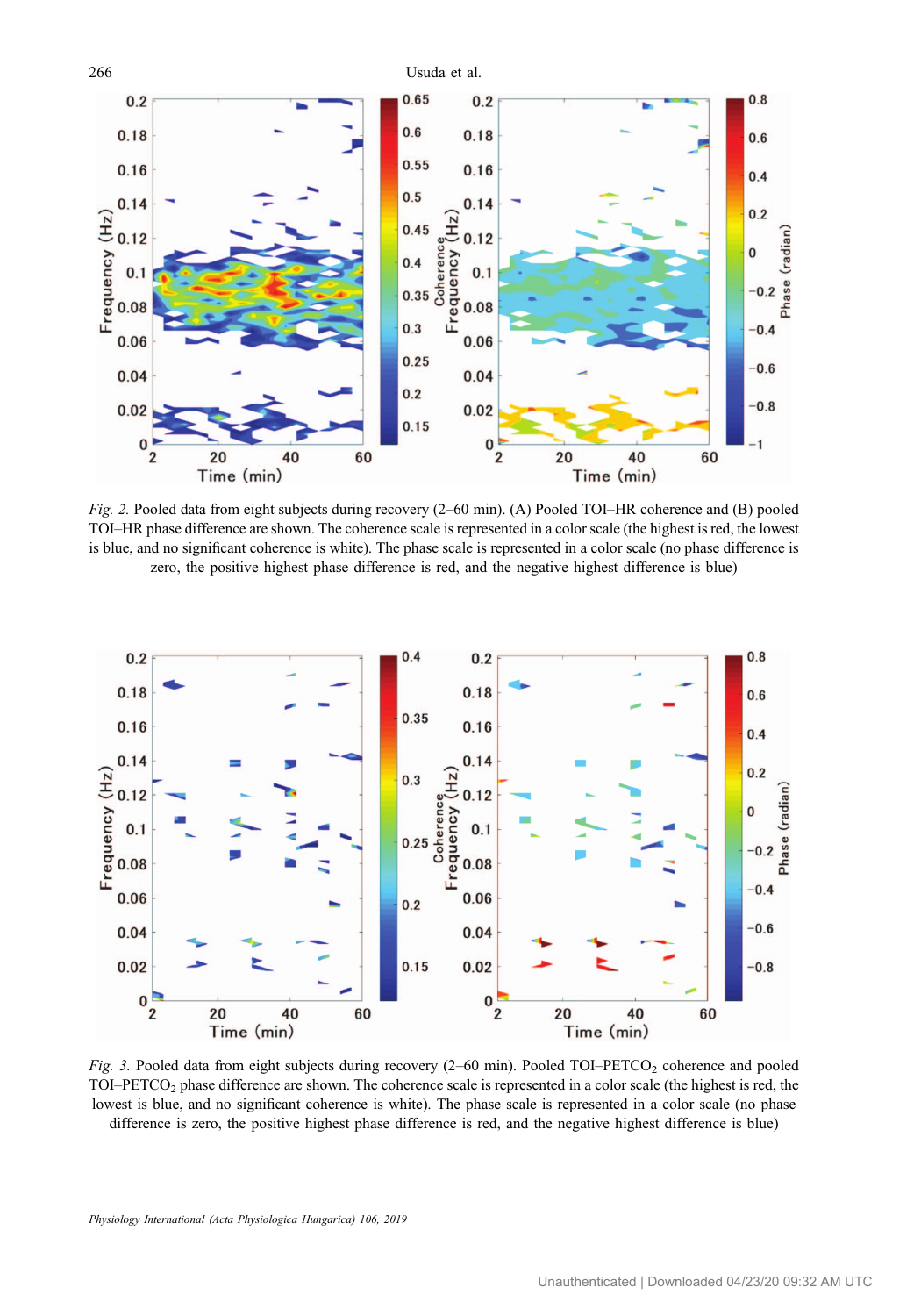*Fig. 2.* Pooled data from eight subjects during recovery (2–60 min). (A) Pooled TOI–HR coherence and (B) pooled TOI–HR phase difference are shown. The coherence scale is represented in a color scale (the highest is red, the lowest is blue, and no significant coherence is white). The phase scale is represented in a color scale (no phase difference is zero, the positive highest phase difference is red, and the negative highest difference is blue)

*Fig. 3.* Pooled data from eight subjects during recovery (2–60 min). Pooled TOI–$PETCO_2$ coherence and pooled TOI–$PETCO_2$ phase difference are shown. The coherence scale is represented in a color scale (the highest is red, the lowest is blue, and no significant coherence is white). The phase scale is represented in a color scale (no phase difference is zero, the positive highest phase difference is red, and the negative highest difference is blue)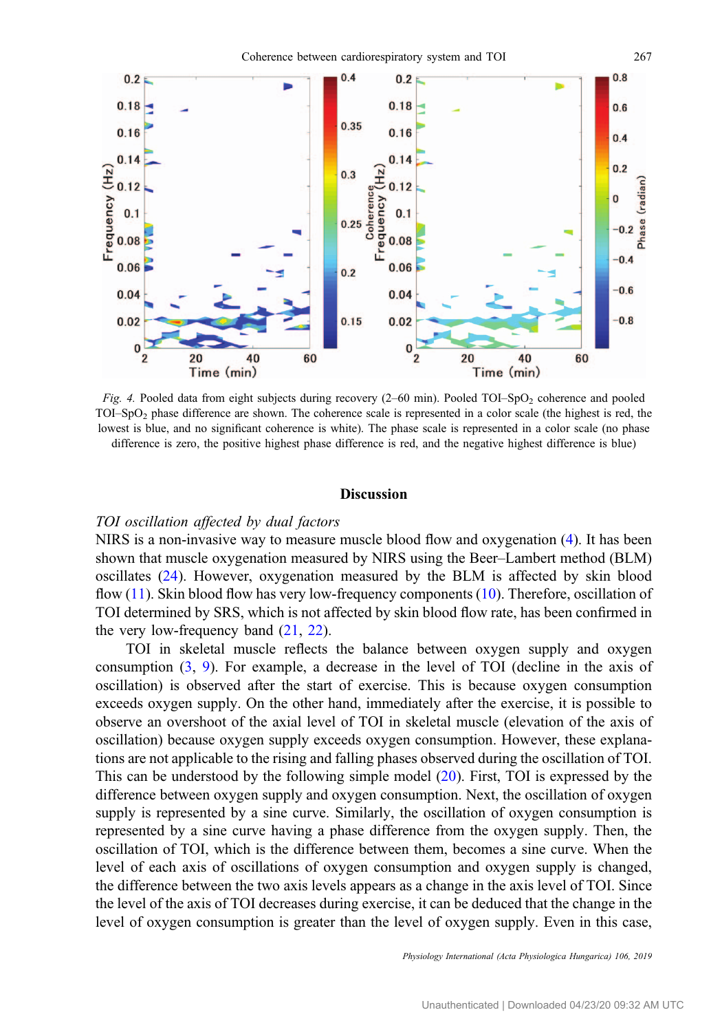Fig. 4. Pooled data from eight subjects during recovery (2–60 min). Pooled TOI–$SpO_2$ coherence and pooled TOI–$SpO_2$ phase difference are shown. The coherence scale is represented in a color scale (the highest is red, the lowest is blue, and no significant coherence is white). The phase scale is represented in a color scale (no phase difference is zero, the positive highest phase difference is red, and the negative highest difference is blue)

## Discussion

### *TOI oscillation affected by dual factors*

NIRS is a non-invasive way to measure muscle blood flow and oxygenation (4). It has been shown that muscle oxygenation measured by NIRS using the Beer–Lambert method (BLM) oscillates (24). However, oxygenation measured by the BLM is affected by skin blood flow (11). Skin blood flow has very low-frequency components (10). Therefore, oscillation of TOI determined by SRS, which is not affected by skin blood flow rate, has been confirmed in the very low-frequency band (21, 22).

TOI in skeletal muscle reflects the balance between oxygen supply and oxygen consumption (3, 9). For example, a decrease in the level of TOI (decline in the axis of oscillation) is observed after the start of exercise. This is because oxygen consumption exceeds oxygen supply. On the other hand, immediately after the exercise, it is possible to observe an overshoot of the axial level of TOI in skeletal muscle (elevation of the axis of oscillation) because oxygen supply exceeds oxygen consumption. However, these explanations are not applicable to the rising and falling phases observed during the oscillation of TOI. This can be understood by the following simple model (20). First, TOI is expressed by the difference between oxygen supply and oxygen consumption. Next, the oscillation of oxygen supply is represented by a sine curve. Similarly, the oscillation of oxygen consumption is represented by a sine curve having a phase difference from the oxygen supply. Then, the oscillation of TOI, which is the difference between them, becomes a sine curve. When the level of each axis of oscillations of oxygen consumption and oxygen supply is changed, the difference between the two axis levels appears as a change in the axis level of TOI. Since the level of the axis of TOI decreases during exercise, it can be deduced that the change in the level of oxygen consumption is greater than the level of oxygen supply. Even in this case,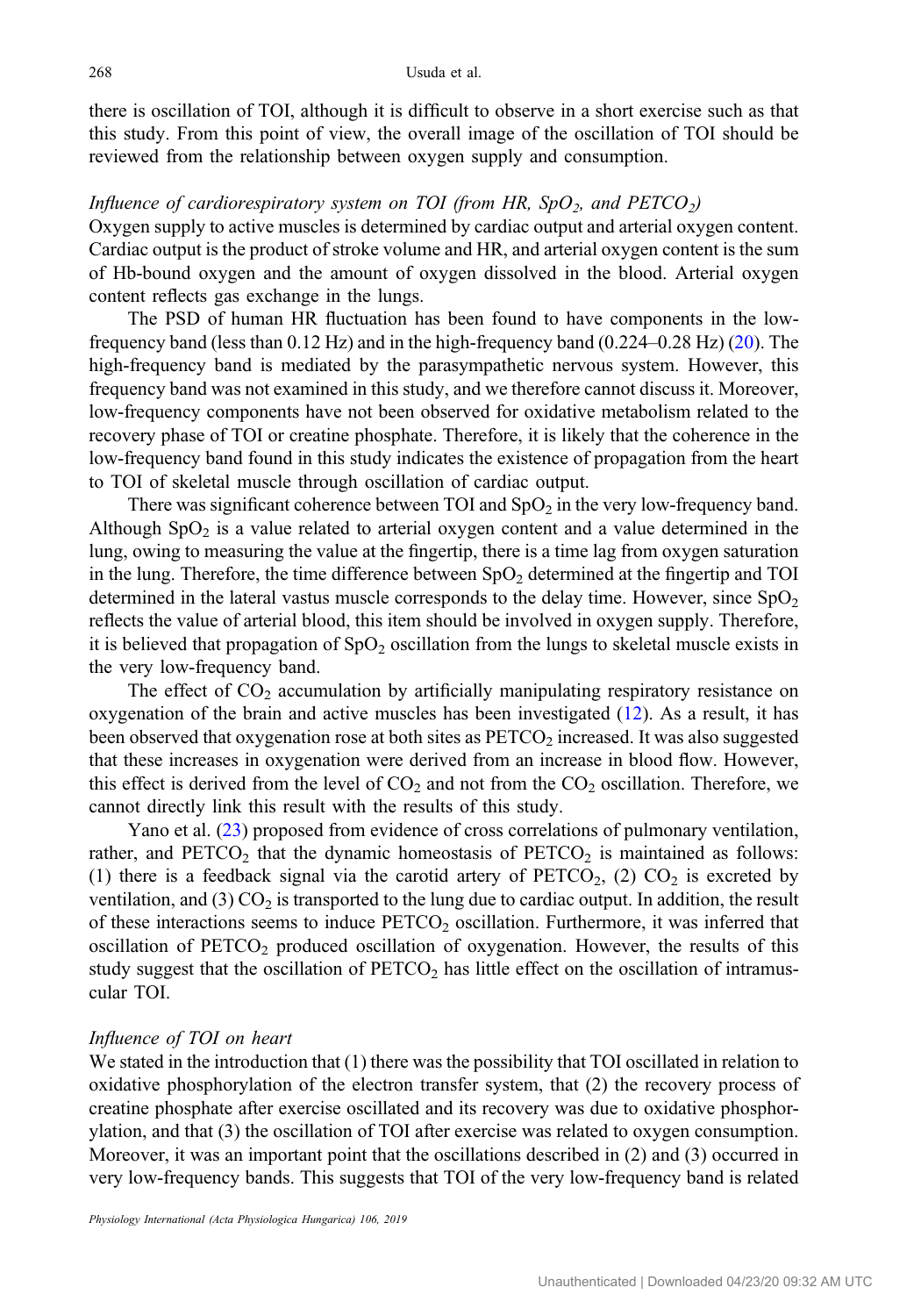there is oscillation of TOI, although it is difficult to observe in a short exercise such as that this study. From this point of view, the overall image of the oscillation of TOI should be reviewed from the relationship between oxygen supply and consumption.

*Influence of cardiorespiratory system on TOI (from HR, $SpO_2$, and $PETCO_2$)*

Oxygen supply to active muscles is determined by cardiac output and arterial oxygen content. Cardiac output is the product of stroke volume and HR, and arterial oxygen content is the sum of Hb-bound oxygen and the amount of oxygen dissolved in the blood. Arterial oxygen content reflects gas exchange in the lungs.

The PSD of human HR fluctuation has been found to have components in the low-frequency band (less than 0.12 Hz) and in the high-frequency band (0.224–0.28 Hz) (20). The high-frequency band is mediated by the parasympathetic nervous system. However, this frequency band was not examined in this study, and we therefore cannot discuss it. Moreover, low-frequency components have not been observed for oxidative metabolism related to the recovery phase of TOI or creatine phosphate. Therefore, it is likely that the coherence in the low-frequency band found in this study indicates the existence of propagation from the heart to TOI of skeletal muscle through oscillation of cardiac output.

There was significant coherence between TOI and $SpO_2$ in the very low-frequency band. Although $SpO_2$ is a value related to arterial oxygen content and a value determined in the lung, owing to measuring the value at the fingertip, there is a time lag from oxygen saturation in the lung. Therefore, the time difference between $SpO_2$ determined at the fingertip and TOI determined in the lateral vastus muscle corresponds to the delay time. However, since $SpO_2$ reflects the value of arterial blood, this item should be involved in oxygen supply. Therefore, it is believed that propagation of $SpO_2$ oscillation from the lungs to skeletal muscle exists in the very low-frequency band.

The effect of $CO_2$ accumulation by artificially manipulating respiratory resistance on oxygenation of the brain and active muscles has been investigated (12). As a result, it has been observed that oxygenation rose at both sites as $PETCO_2$ increased. It was also suggested that these increases in oxygenation were derived from an increase in blood flow. However, this effect is derived from the level of $CO_2$ and not from the $CO_2$ oscillation. Therefore, we cannot directly link this result with the results of this study.

Yano et al. (23) proposed from evidence of cross correlations of pulmonary ventilation, rather, and $PETCO_2$ that the dynamic homeostasis of $PETCO_2$ is maintained as follows: (1) there is a feedback signal via the carotid artery of $PETCO_2$, (2) $CO_2$ is excreted by ventilation, and (3) $CO_2$ is transported to the lung due to cardiac output. In addition, the result of these interactions seems to induce $PETCO_2$ oscillation. Furthermore, it was inferred that oscillation of $PETCO_2$ produced oscillation of oxygenation. However, the results of this study suggest that the oscillation of $PETCO_2$ has little effect on the oscillation of intramuscular TOI.

*Influence of TOI on heart*

We stated in the introduction that (1) there was the possibility that TOI oscillated in relation to oxidative phosphorylation of the electron transfer system, that (2) the recovery process of creatine phosphate after exercise oscillated and its recovery was due to oxidative phosphorylation, and that (3) the oscillation of TOI after exercise was related to oxygen consumption. Moreover, it was an important point that the oscillations described in (2) and (3) occurred in very low-frequency bands. This suggests that TOI of the very low-frequency band is related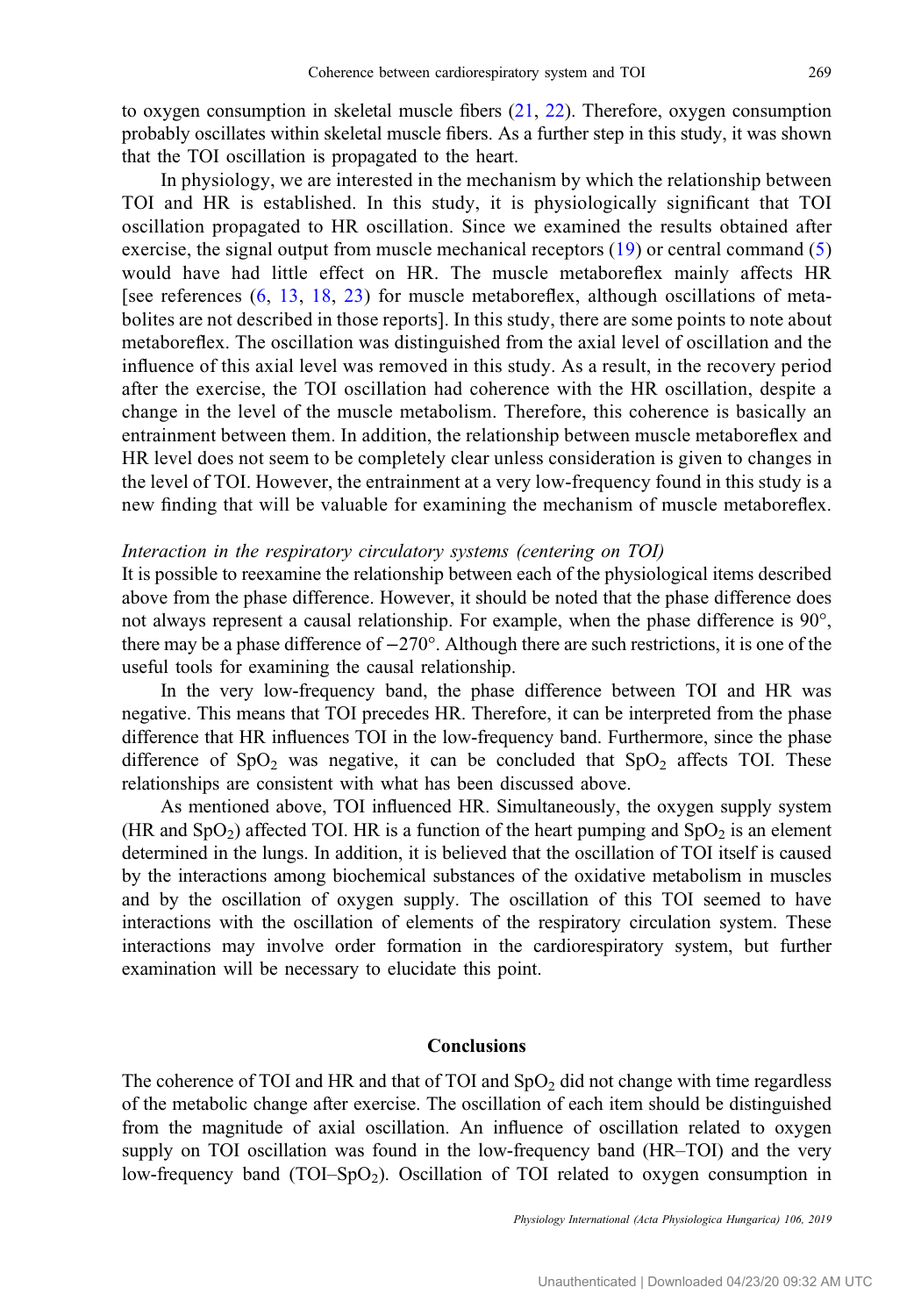to oxygen consumption in skeletal muscle fibers (21, 22). Therefore, oxygen consumption probably oscillates within skeletal muscle fibers. As a further step in this study, it was shown that the TOI oscillation is propagated to the heart.

In physiology, we are interested in the mechanism by which the relationship between TOI and HR is established. In this study, it is physiologically significant that TOI oscillation propagated to HR oscillation. Since we examined the results obtained after exercise, the signal output from muscle mechanical receptors (19) or central command (5) would have had little effect on HR. The muscle metaboreflex mainly affects HR [see references (6, 13, 18, 23) for muscle metaboreflex, although oscillations of metabolites are not described in those reports]. In this study, there are some points to note about metaboreflex. The oscillation was distinguished from the axial level of oscillation and the influence of this axial level was removed in this study. As a result, in the recovery period after the exercise, the TOI oscillation had coherence with the HR oscillation, despite a change in the level of the muscle metabolism. Therefore, this coherence is basically an entrainment between them. In addition, the relationship between muscle metaboreflex and HR level does not seem to be completely clear unless consideration is given to changes in the level of TOI. However, the entrainment at a very low-frequency found in this study is a new finding that will be valuable for examining the mechanism of muscle metaboreflex.

*Interaction in the respiratory circulatory systems (centering on TOI)*

It is possible to reexamine the relationship between each of the physiological items described above from the phase difference. However, it should be noted that the phase difference does not always represent a causal relationship. For example, when the phase difference is 90°, there may be a phase difference of −270°. Although there are such restrictions, it is one of the useful tools for examining the causal relationship.

In the very low-frequency band, the phase difference between TOI and HR was negative. This means that TOI precedes HR. Therefore, it can be interpreted from the phase difference that HR influences TOI in the low-frequency band. Furthermore, since the phase difference of $SpO_2$ was negative, it can be concluded that $SpO_2$ affects TOI. These relationships are consistent with what has been discussed above.

As mentioned above, TOI influenced HR. Simultaneously, the oxygen supply system (HR and $SpO_2$) affected TOI. HR is a function of the heart pumping and $SpO_2$ is an element determined in the lungs. In addition, it is believed that the oscillation of TOI itself is caused by the interactions among biochemical substances of the oxidative metabolism in muscles and by the oscillation of oxygen supply. The oscillation of this TOI seemed to have interactions with the oscillation of elements of the respiratory circulation system. These interactions may involve order formation in the cardiorespiratory system, but further examination will be necessary to elucidate this point.

## Conclusions

The coherence of TOI and HR and that of TOI and $SpO_2$ did not change with time regardless of the metabolic change after exercise. The oscillation of each item should be distinguished from the magnitude of axial oscillation. An influence of oscillation related to oxygen supply on TOI oscillation was found in the low-frequency band (HR–TOI) and the very low-frequency band (TOI–$SpO_2$). Oscillation of TOI related to oxygen consumption in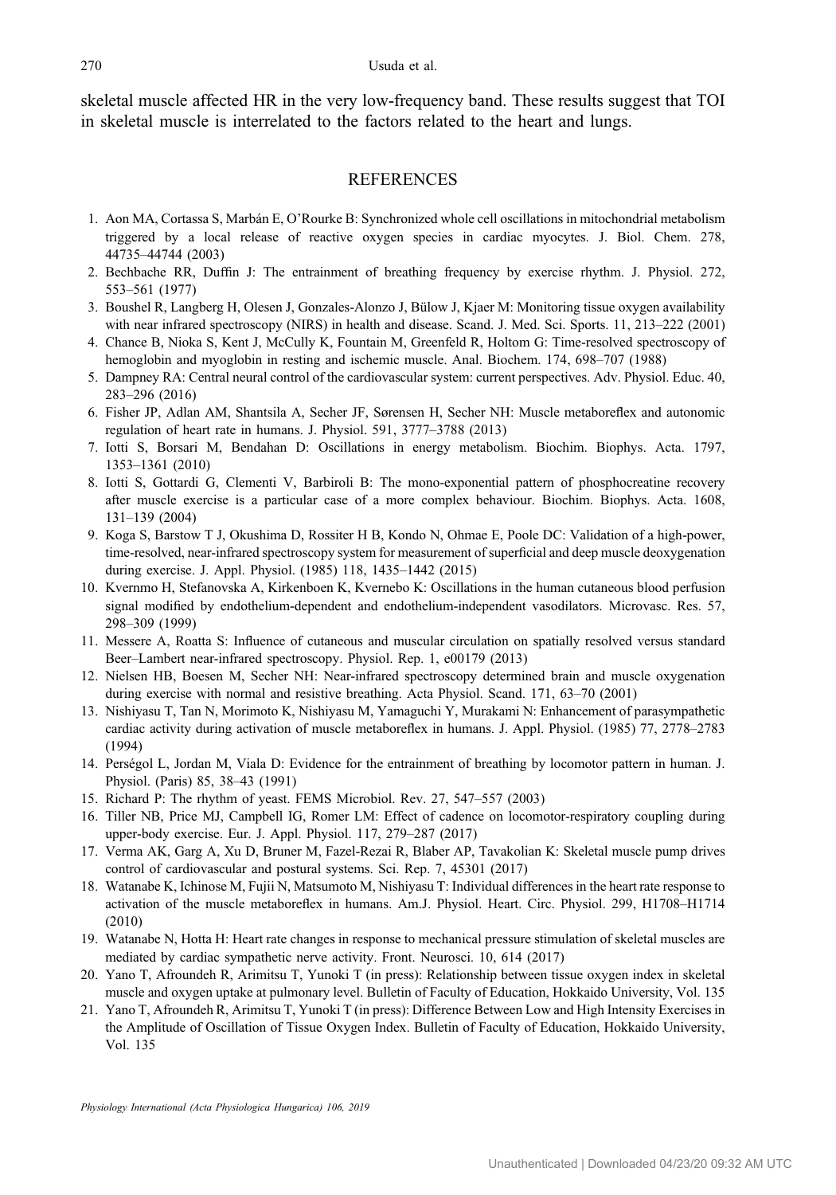skeletal muscle affected HR in the very low-frequency band. These results suggest that TOI in skeletal muscle is interrelated to the factors related to the heart and lungs.

## REFERENCES

1. Aon MA, Cortassa S, Marbán E, O'Rourke B: Synchronized whole cell oscillations in mitochondrial metabolism triggered by a local release of reactive oxygen species in cardiac myocytes. J. Biol. Chem. 278, 44735–44744 (2003)
2. Bechbache RR, Duffin J: The entrainment of breathing frequency by exercise rhythm. J. Physiol. 272, 553–561 (1977)
3. Boushel R, Langberg H, Olesen J, Gonzales-Alonzo J, Bülow J, Kjaer M: Monitoring tissue oxygen availability with near infrared spectroscopy (NIRS) in health and disease. Scand. J. Med. Sci. Sports. 11, 213–222 (2001)
4. Chance B, Nioka S, Kent J, McCully K, Fountain M, Greenfeld R, Holtom G: Time-resolved spectroscopy of hemoglobin and myoglobin in resting and ischemic muscle. Anal. Biochem. 174, 698–707 (1988)
5. Dampney RA: Central neural control of the cardiovascular system: current perspectives. Adv. Physiol. Educ. 40, 283–296 (2016)
6. Fisher JP, Adlan AM, Shantsila A, Secher JF, Sørensen H, Secher NH: Muscle metaboreflex and autonomic regulation of heart rate in humans. J. Physiol. 591, 3777–3788 (2013)
7. Iotti S, Borsari M, Bendahan D: Oscillations in energy metabolism. Biochim. Biophys. Acta. 1797, 1353–1361 (2010)
8. Iotti S, Gottardi G, Clementi V, Barbiroli B: The mono-exponential pattern of phosphocreatine recovery after muscle exercise is a particular case of a more complex behaviour. Biochim. Biophys. Acta. 1608, 131–139 (2004)
9. Koga S, Barstow T J, Okushima D, Rossiter H B, Kondo N, Ohmae E, Poole DC: Validation of a high-power, time-resolved, near-infrared spectroscopy system for measurement of superficial and deep muscle deoxygenation during exercise. J. Appl. Physiol. (1985) 118, 1435–1442 (2015)
10. Kvernmo H, Stefanovska A, Kirkenboen K, Kvernebo K: Oscillations in the human cutaneous blood perfusion signal modified by endothelium-dependent and endothelium-independent vasodilators. Microvasc. Res. 57, 298–309 (1999)
11. Messere A, Roatta S: Influence of cutaneous and muscular circulation on spatially resolved versus standard Beer–Lambert near-infrared spectroscopy. Physiol. Rep. 1, e00179 (2013)
12. Nielsen HB, Boesen M, Secher NH: Near-infrared spectroscopy determined brain and muscle oxygenation during exercise with normal and resistive breathing. Acta Physiol. Scand. 171, 63–70 (2001)
13. Nishiyasu T, Tan N, Morimoto K, Nishiyasu M, Yamaguchi Y, Murakami N: Enhancement of parasympathetic cardiac activity during activation of muscle metaboreflex in humans. J. Appl. Physiol. (1985) 77, 2778–2783 (1994)
14. Perségol L, Jordan M, Viala D: Evidence for the entrainment of breathing by locomotor pattern in human. J. Physiol. (Paris) 85, 38–43 (1991)
15. Richard P: The rhythm of yeast. FEMS Microbiol. Rev. 27, 547–557 (2003)
16. Tiller NB, Price MJ, Campbell IG, Romer LM: Effect of cadence on locomotor-respiratory coupling during upper-body exercise. Eur. J. Appl. Physiol. 117, 279–287 (2017)
17. Verma AK, Garg A, Xu D, Bruner M, Fazel-Rezai R, Blaber AP, Tavakolian K: Skeletal muscle pump drives control of cardiovascular and postural systems. Sci. Rep. 7, 45301 (2017)
18. Watanabe K, Ichinose M, Fujii N, Matsumoto M, Nishiyasu T: Individual differences in the heart rate response to activation of the muscle metaboreflex in humans. Am.J. Physiol. Heart. Circ. Physiol. 299, H1708–H1714 (2010)
19. Watanabe N, Hotta H: Heart rate changes in response to mechanical pressure stimulation of skeletal muscles are mediated by cardiac sympathetic nerve activity. Front. Neurosci. 10, 614 (2017)
20. Yano T, Afroundeh R, Arimitsu T, Yunoki T (in press): Relationship between tissue oxygen index in skeletal muscle and oxygen uptake at pulmonary level. Bulletin of Faculty of Education, Hokkaido University, Vol. 135
21. Yano T, Afroundeh R, Arimitsu T, Yunoki T (in press): Difference Between Low and High Intensity Exercises in the Amplitude of Oscillation of Tissue Oxygen Index. Bulletin of Faculty of Education, Hokkaido University, Vol. 135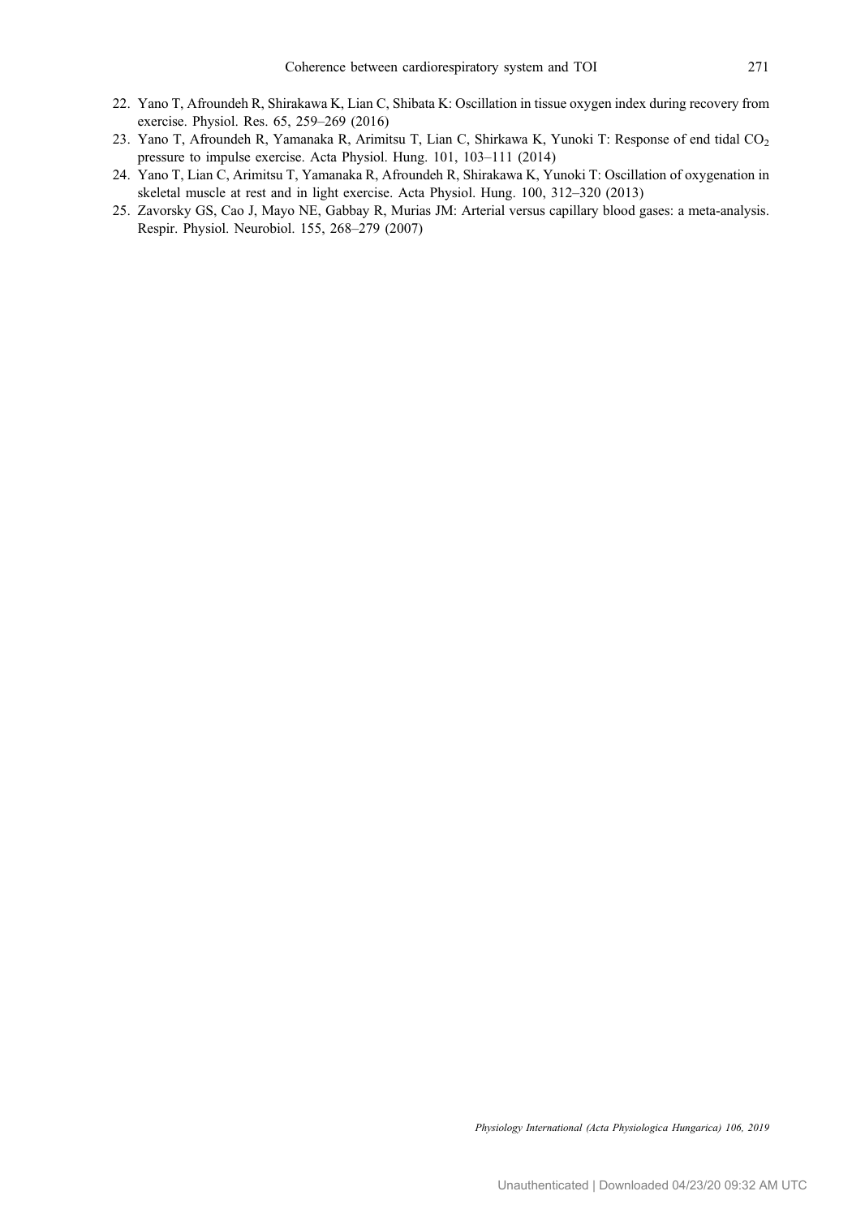22. Yano T, Afroundeh R, Shirakawa K, Lian C, Shibata K: Oscillation in tissue oxygen index during recovery from exercise. Physiol. Res. 65, 259–269 (2016)
23. Yano T, Afroundeh R, Yamanaka R, Arimitsu T, Lian C, Shirkawa K, Yunoki T: Response of end tidal $CO_2$ pressure to impulse exercise. Acta Physiol. Hung. 101, 103–111 (2014)
24. Yano T, Lian C, Arimitsu T, Yamanaka R, Afroundeh R, Shirakawa K, Yunoki T: Oscillation of oxygenation in skeletal muscle at rest and in light exercise. Acta Physiol. Hung. 100, 312–320 (2013)
25. Zavorsky GS, Cao J, Mayo NE, Gabbay R, Murias JM: Arterial versus capillary blood gases: a meta-analysis. Respir. Physiol. Neurobiol. 155, 268–279 (2007)